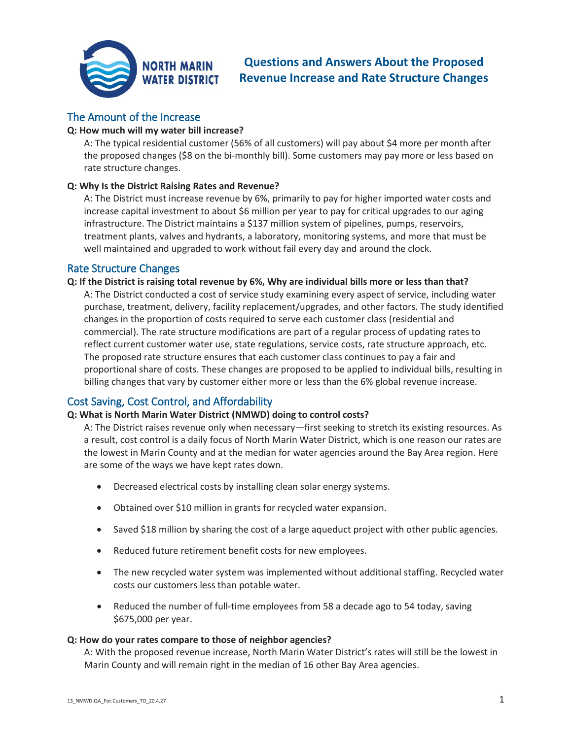NORTH MARIN WATER DISTRICT

# Questions and Answers About the Proposed Revenue Increase and Rate Structure Changes

## The Amount of the Increase

**Q: How much will my water bill increase?**

A: The typical residential customer (56% of all customers) will pay about $4 more per month after the proposed changes ($8 on the bi-monthly bill). Some customers may pay more or less based on rate structure changes.

**Q: Why Is the District Raising Rates and Revenue?**

A: The District must increase revenue by 6%, primarily to pay for higher imported water costs and increase capital investment to about $6 million per year to pay for critical upgrades to our aging infrastructure. The District maintains a $137 million system of pipelines, pumps, reservoirs, treatment plants, valves and hydrants, a laboratory, monitoring systems, and more that must be well maintained and upgraded to work without fail every day and around the clock.

## Rate Structure Changes

**Q: If the District is raising total revenue by 6%, Why are individual bills more or less than that?**

A: The District conducted a cost of service study examining every aspect of service, including water purchase, treatment, delivery, facility replacement/upgrades, and other factors. The study identified changes in the proportion of costs required to serve each customer class (residential and commercial). The rate structure modifications are part of a regular process of updating rates to reflect current customer water use, state regulations, service costs, rate structure approach, etc. The proposed rate structure ensures that each customer class continues to pay a fair and proportional share of costs. These changes are proposed to be applied to individual bills, resulting in billing changes that vary by customer either more or less than the 6% global revenue increase.

## Cost Saving, Cost Control, and Affordability

**Q: What is North Marin Water District (NMWD) doing to control costs?**

A: The District raises revenue only when necessary—first seeking to stretch its existing resources. As a result, cost control is a daily focus of North Marin Water District, which is one reason our rates are the lowest in Marin County and at the median for water agencies around the Bay Area region. Here are some of the ways we have kept rates down.

- Decreased electrical costs by installing clean solar energy systems.
- Obtained over $10 million in grants for recycled water expansion.
- Saved $18 million by sharing the cost of a large aqueduct project with other public agencies.
- Reduced future retirement benefit costs for new employees.
- The new recycled water system was implemented without additional staffing. Recycled water costs our customers less than potable water.
- Reduced the number of full-time employees from 58 a decade ago to 54 today, saving $675,000 per year.

**Q: How do your rates compare to those of neighbor agencies?**

A: With the proposed revenue increase, North Marin Water District's rates will still be the lowest in Marin County and will remain right in the median of 16 other Bay Area agencies.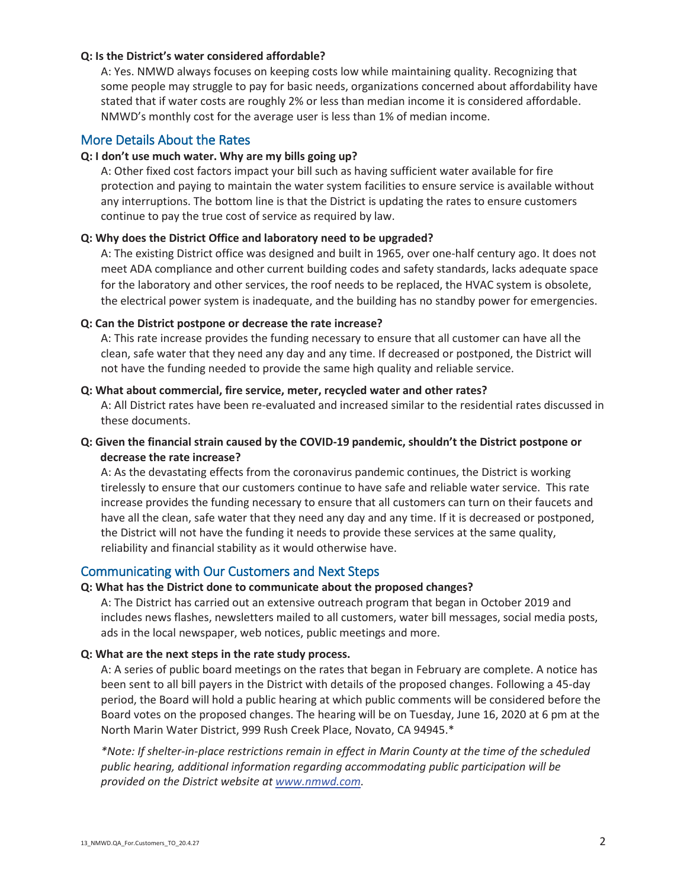**Q: Is the District's water considered affordable?**

A: Yes. NMWD always focuses on keeping costs low while maintaining quality. Recognizing that some people may struggle to pay for basic needs, organizations concerned about affordability have stated that if water costs are roughly 2% or less than median income it is considered affordable. NMWD's monthly cost for the average user is less than 1% of median income.

## More Details About the Rates

**Q: I don't use much water. Why are my bills going up?**

A: Other fixed cost factors impact your bill such as having sufficient water available for fire protection and paying to maintain the water system facilities to ensure service is available without any interruptions. The bottom line is that the District is updating the rates to ensure customers continue to pay the true cost of service as required by law.

**Q: Why does the District Office and laboratory need to be upgraded?**

A: The existing District office was designed and built in 1965, over one-half century ago. It does not meet ADA compliance and other current building codes and safety standards, lacks adequate space for the laboratory and other services, the roof needs to be replaced, the HVAC system is obsolete, the electrical power system is inadequate, and the building has no standby power for emergencies.

**Q: Can the District postpone or decrease the rate increase?**

A: This rate increase provides the funding necessary to ensure that all customer can have all the clean, safe water that they need any day and any time. If decreased or postponed, the District will not have the funding needed to provide the same high quality and reliable service.

**Q: What about commercial, fire service, meter, recycled water and other rates?**

A: All District rates have been re-evaluated and increased similar to the residential rates discussed in these documents.

**Q: Given the financial strain caused by the COVID-19 pandemic, shouldn't the District postpone or decrease the rate increase?**

A: As the devastating effects from the coronavirus pandemic continues, the District is working tirelessly to ensure that our customers continue to have safe and reliable water service. This rate increase provides the funding necessary to ensure that all customers can turn on their faucets and have all the clean, safe water that they need any day and any time. If it is decreased or postponed, the District will not have the funding it needs to provide these services at the same quality, reliability and financial stability as it would otherwise have.

## Communicating with Our Customers and Next Steps

**Q: What has the District done to communicate about the proposed changes?**

A: The District has carried out an extensive outreach program that began in October 2019 and includes news flashes, newsletters mailed to all customers, water bill messages, social media posts, ads in the local newspaper, web notices, public meetings and more.

**Q: What are the next steps in the rate study process.**

A: A series of public board meetings on the rates that began in February are complete. A notice has been sent to all bill payers in the District with details of the proposed changes. Following a 45-day period, the Board will hold a public hearing at which public comments will be considered before the Board votes on the proposed changes. The hearing will be on Tuesday, June 16, 2020 at 6 pm at the North Marin Water District, 999 Rush Creek Place, Novato, CA 94945.*

*\*Note: If shelter-in-place restrictions remain in effect in Marin County at the time of the scheduled public hearing, additional information regarding accommodating public participation will be provided on the District website at [www.nmwd.com](http://www.nmwd.com).*